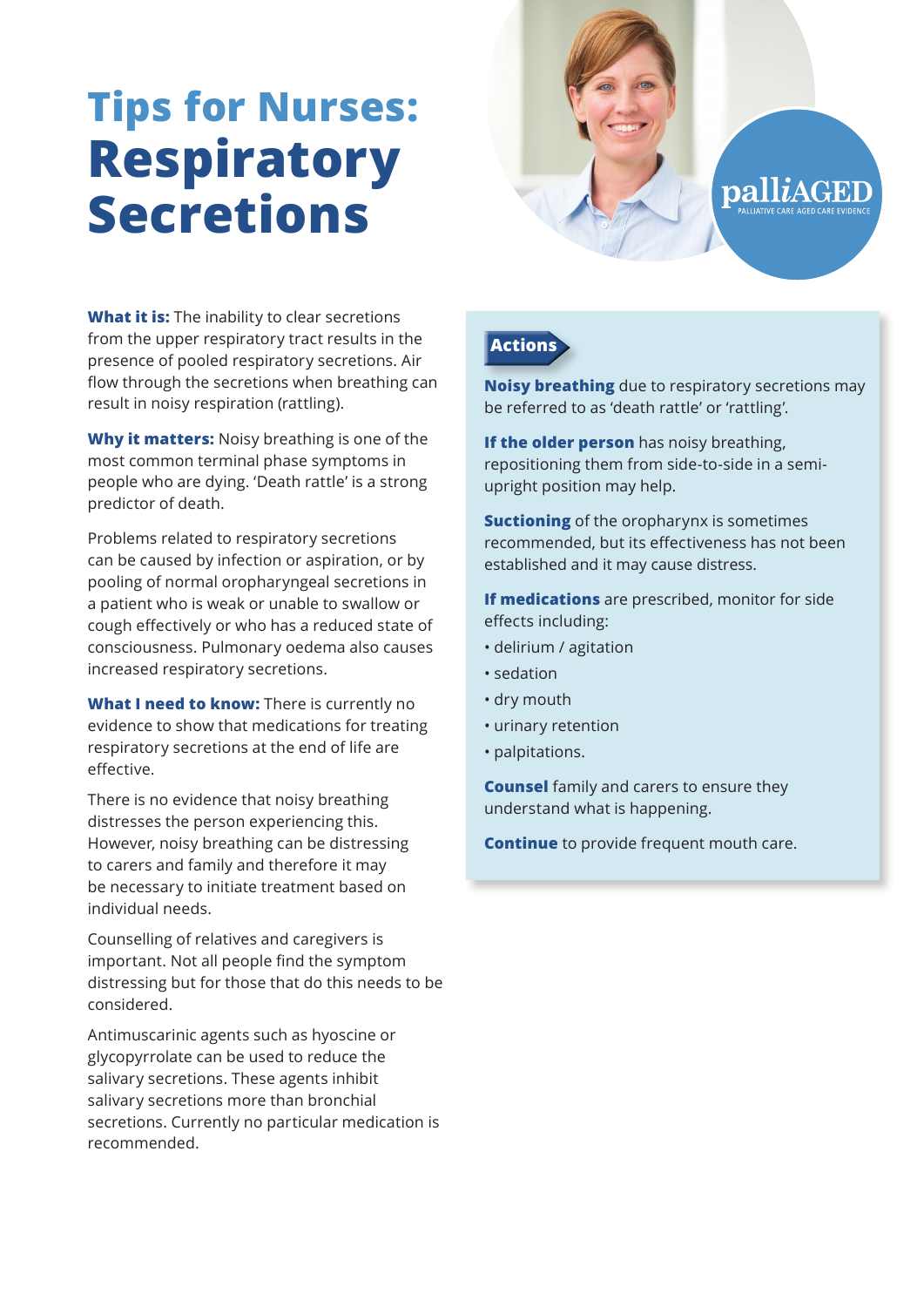# Tips for Nurses: Respiratory Secretions

palliAGED
PALLIATIVE CARE AGED CARE EVIDENCE

**What it is:** The inability to clear secretions from the upper respiratory tract results in the presence of pooled respiratory secretions. Air flow through the secretions when breathing can result in noisy respiration (rattling).

**Why it matters:** Noisy breathing is one of the most common terminal phase symptoms in people who are dying. 'Death rattle' is a strong predictor of death.

Problems related to respiratory secretions can be caused by infection or aspiration, or by pooling of normal oropharyngeal secretions in a patient who is weak or unable to swallow or cough effectively or who has a reduced state of consciousness. Pulmonary oedema also causes increased respiratory secretions.

**What I need to know:** There is currently no evidence to show that medications for treating respiratory secretions at the end of life are effective.

There is no evidence that noisy breathing distresses the person experiencing this. However, noisy breathing can be distressing to carers and family and therefore it may be necessary to initiate treatment based on individual needs.

Counselling of relatives and caregivers is important. Not all people find the symptom distressing but for those that do this needs to be considered.

Antimuscarinic agents such as hyoscine or glycopyrrolate can be used to reduce the salivary secretions. These agents inhibit salivary secretions more than bronchial secretions. Currently no particular medication is recommended.

## Actions

**Noisy breathing** due to respiratory secretions may be referred to as 'death rattle' or 'rattling'.

**If the older person** has noisy breathing, repositioning them from side-to-side in a semi-upright position may help.

**Suctioning** of the oropharynx is sometimes recommended, but its effectiveness has not been established and it may cause distress.

**If medications** are prescribed, monitor for side effects including:

- delirium / agitation
- sedation
- dry mouth
- urinary retention
- palpitations.

**Counsel** family and carers to ensure they understand what is happening.

**Continue** to provide frequent mouth care.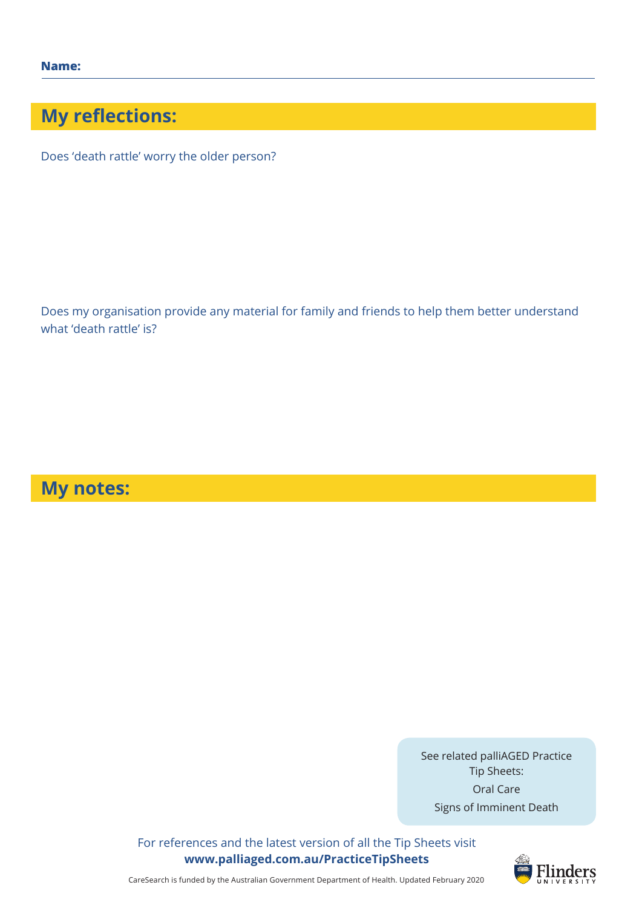**Name:**

## My reflections:

Does 'death rattle' worry the older person?

Does my organisation provide any material for family and friends to help them better understand what 'death rattle' is?

## My notes:

See related palliAGED Practice Tip Sheets:

Oral Care

Signs of Imminent Death

For references and the latest version of all the Tip Sheets visit **www.palliaged.com.au/PracticeTipSheets**

CareSearch is funded by the Australian Government Department of Health. Updated February 2020

Flinders University